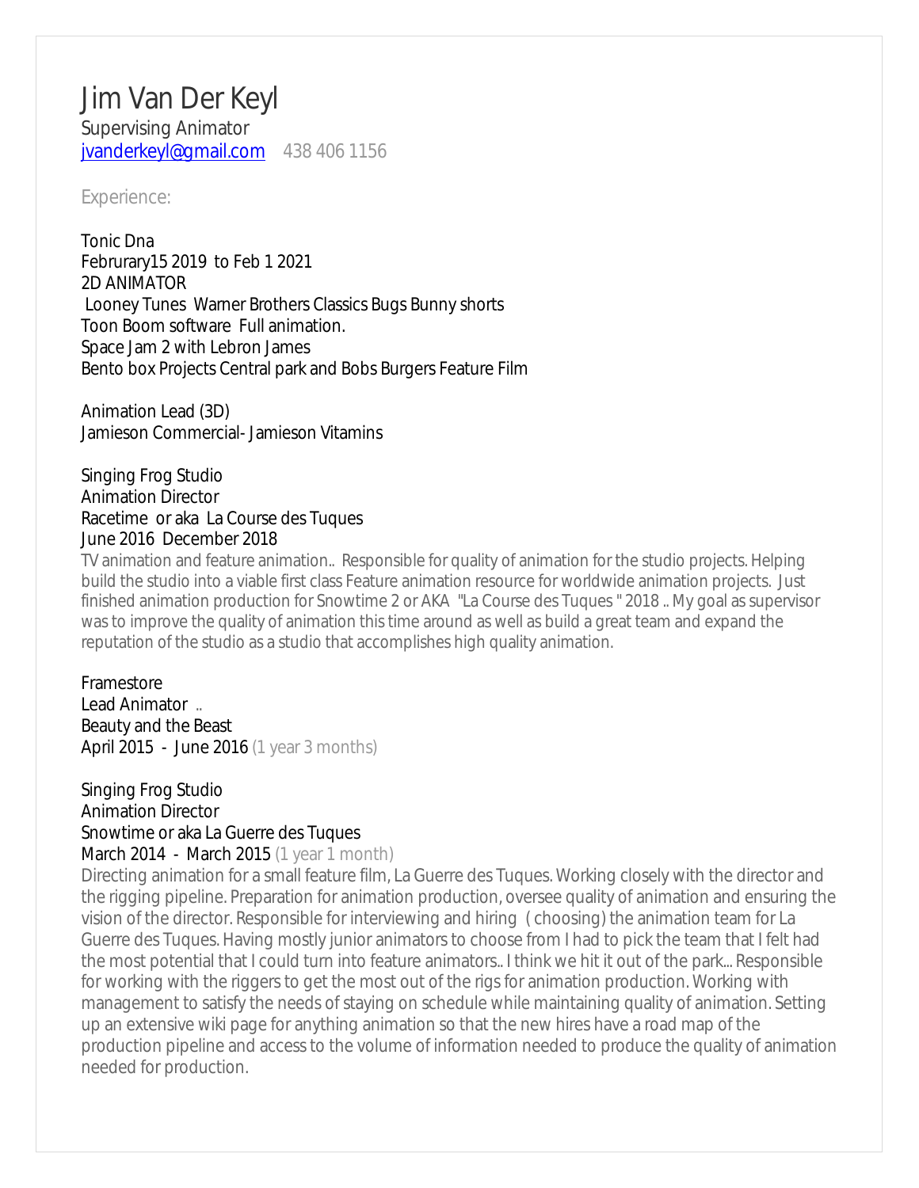# Jim Van Der Keyl

Supervising Animator
jvanderkeyl@gmail.com    438 406 1156

## Experience:

Tonic Dna
Februrary15 2019  to Feb 1 2021
2D ANIMATOR
Looney Tunes  Warner Brothers Classics Bugs Bunny shorts
Toon Boom software  Full animation.
Space Jam 2 with Lebron James
Bento box Projects Central park and Bobs Burgers Feature Film

Animation Lead (3D)
Jamieson Commercial- Jamieson Vitamins

Singing Frog Studio
Animation Director
Racetime  or aka  La Course des Tuques
June 2016  December 2018
TV animation and feature animation..  Responsible for quality of animation for the studio projects. Helping build the studio into a viable first class Feature animation resource for worldwide animation projects.  Just finished animation production for Snowtime 2 or AKA  "La Course des Tuques " 2018 .. My goal as supervisor was to improve the quality of animation this time around as well as build a great team and expand the reputation of the studio as a studio that accomplishes high quality animation.

Framestore
Lead Animator  ..
Beauty and the Beast
April 2015  -  June 2016 (1 year 3 months)

Singing Frog Studio
Animation Director
Snowtime or aka La Guerre des Tuques
March 2014  -  March 2015 (1 year 1 month)
Directing animation for a small feature film, La Guerre des Tuques. Working closely with the director and the rigging pipeline. Preparation for animation production, oversee quality of animation and ensuring the vision of the director. Responsible for interviewing and hiring  ( choosing) the animation team for La Guerre des Tuques. Having mostly junior animators to choose from I had to pick the team that I felt had the most potential that I could turn into feature animators.. I think we hit it out of the park... Responsible for working with the riggers to get the most out of the rigs for animation production. Working with management to satisfy the needs of staying on schedule while maintaining quality of animation. Setting up an extensive wiki page for anything animation so that the new hires have a road map of the production pipeline and access to the volume of information needed to produce the quality of animation needed for production.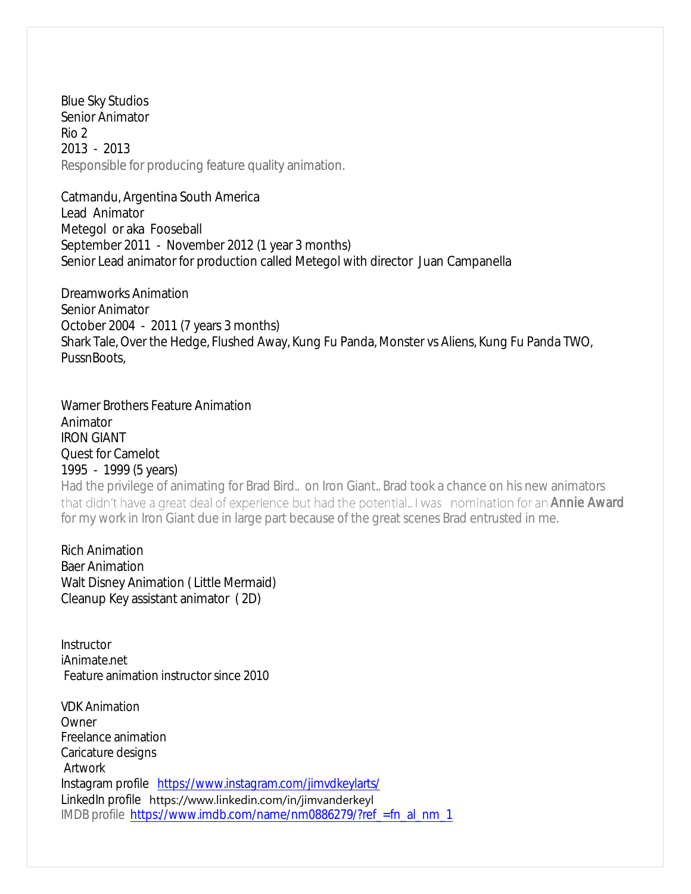Blue Sky Studios
Senior Animator
Rio 2
2013 - 2013
Responsible for producing feature quality animation.

Catmandu, Argentina South America
Lead Animator
Metegol or aka Fooseball
September 2011 - November 2012 (1 year 3 months)
Senior Lead animator for production called Metegol with director Juan Campanella

Dreamworks Animation
Senior Animator
October 2004 - 2011 (7 years 3 months)
Shark Tale, Over the Hedge, Flushed Away, Kung Fu Panda, Monster vs Aliens, Kung Fu Panda TWO, PussnBoots,

Warner Brothers Feature Animation
Animator
IRON GIANT
Quest for Camelot
1995 - 1999 (5 years)
Had the privilege of animating for Brad Bird.. on Iron Giant.. Brad took a chance on his new animators that didn't have a great deal of experience but had the potential.. I was nomination for an **Annie Award** for my work in Iron Giant due in large part because of the great scenes Brad entrusted in me.

Rich Animation
Baer Animation
Walt Disney Animation ( Little Mermaid)
Cleanup Key assistant animator ( 2D)

Instructor
iAnimate.net
Feature animation instructor since 2010

VDK Animation
Owner
Freelance animation
Caricature designs
Artwork
Instagram profile https://www.instagram.com/jimvdkeylarts/
LinkedIn profile https://www.linkedin.com/in/jimvanderkeyl
IMDB profile https://www.imdb.com/name/nm0886279/?ref_=fn_al_nm_1